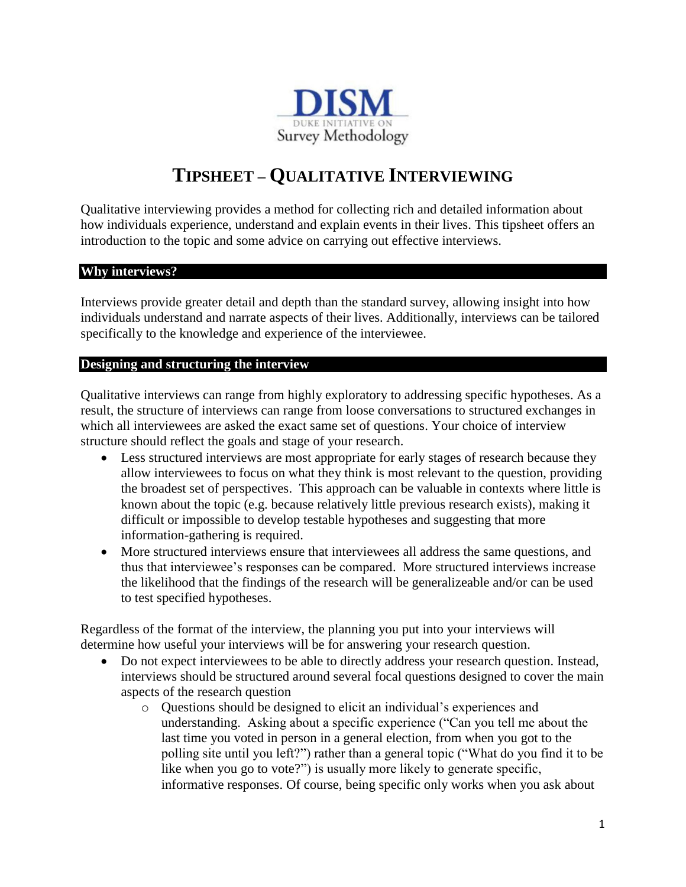DISM

DUKE INITIATIVE ON

Survey Methodology

# TIPSHEET – QUALITATIVE INTERVIEWING

Qualitative interviewing provides a method for collecting rich and detailed information about how individuals experience, understand and explain events in their lives. This tipsheet offers an introduction to the topic and some advice on carrying out effective interviews.

## Why interviews?

Interviews provide greater detail and depth than the standard survey, allowing insight into how individuals understand and narrate aspects of their lives. Additionally, interviews can be tailored specifically to the knowledge and experience of the interviewee.

## Designing and structuring the interview

Qualitative interviews can range from highly exploratory to addressing specific hypotheses. As a result, the structure of interviews can range from loose conversations to structured exchanges in which all interviewees are asked the exact same set of questions. Your choice of interview structure should reflect the goals and stage of your research.

- Less structured interviews are most appropriate for early stages of research because they allow interviewees to focus on what they think is most relevant to the question, providing the broadest set of perspectives. This approach can be valuable in contexts where little is known about the topic (e.g. because relatively little previous research exists), making it difficult or impossible to develop testable hypotheses and suggesting that more information-gathering is required.
- More structured interviews ensure that interviewees all address the same questions, and thus that interviewee's responses can be compared. More structured interviews increase the likelihood that the findings of the research will be generalizeable and/or can be used to test specified hypotheses.

Regardless of the format of the interview, the planning you put into your interviews will determine how useful your interviews will be for answering your research question.

- Do not expect interviewees to be able to directly address your research question. Instead, interviews should be structured around several focal questions designed to cover the main aspects of the research question
  - Questions should be designed to elicit an individual's experiences and understanding. Asking about a specific experience ("Can you tell me about the last time you voted in person in a general election, from when you got to the polling site until you left?") rather than a general topic ("What do you find it to be like when you go to vote?") is usually more likely to generate specific, informative responses. Of course, being specific only works when you ask about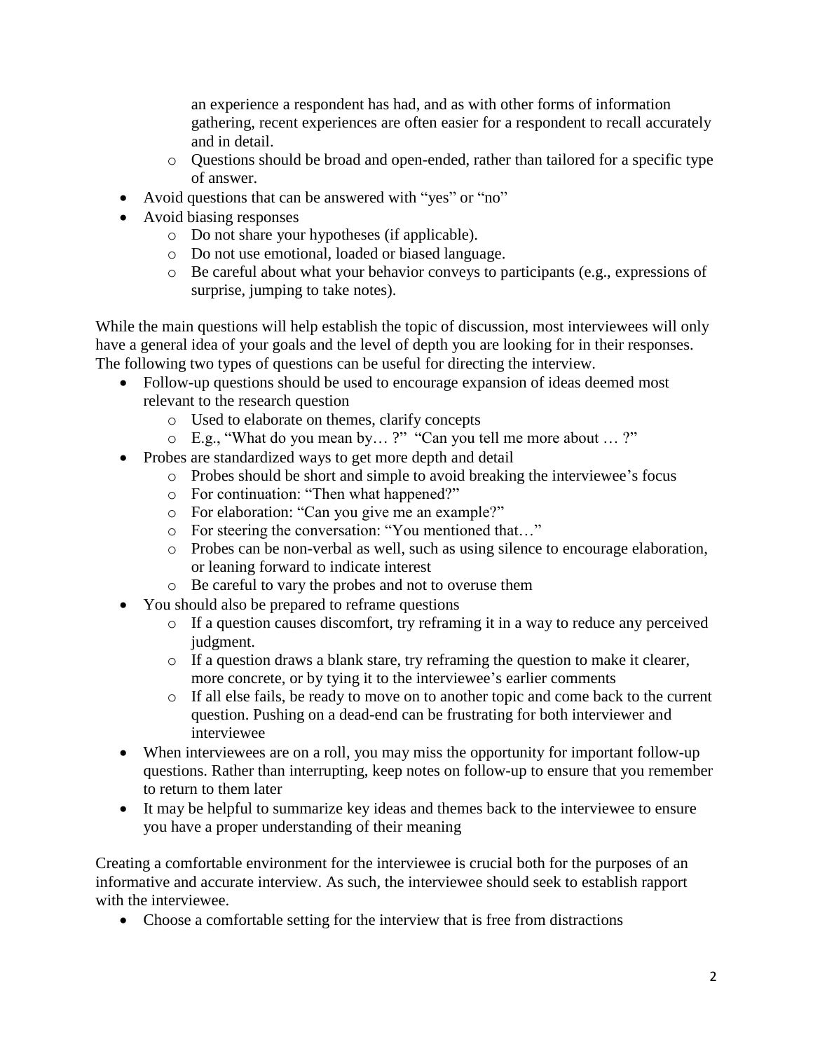an experience a respondent has had, and as with other forms of information gathering, recent experiences are often easier for a respondent to recall accurately and in detail.
    - Questions should be broad and open-ended, rather than tailored for a specific type of answer.
- Avoid questions that can be answered with "yes" or "no"
- Avoid biasing responses
    - Do not share your hypotheses (if applicable).
    - Do not use emotional, loaded or biased language.
    - Be careful about what your behavior conveys to participants (e.g., expressions of surprise, jumping to take notes).

While the main questions will help establish the topic of discussion, most interviewees will only have a general idea of your goals and the level of depth you are looking for in their responses. The following two types of questions can be useful for directing the interview.

- Follow-up questions should be used to encourage expansion of ideas deemed most relevant to the research question
    - Used to elaborate on themes, clarify concepts
    - E.g., "What do you mean by… ?" "Can you tell me more about … ?"
- Probes are standardized ways to get more depth and detail
    - Probes should be short and simple to avoid breaking the interviewee's focus
    - For continuation: "Then what happened?"
    - For elaboration: "Can you give me an example?"
    - For steering the conversation: "You mentioned that…"
    - Probes can be non-verbal as well, such as using silence to encourage elaboration, or leaning forward to indicate interest
    - Be careful to vary the probes and not to overuse them
- You should also be prepared to reframe questions
    - If a question causes discomfort, try reframing it in a way to reduce any perceived judgment.
    - If a question draws a blank stare, try reframing the question to make it clearer, more concrete, or by tying it to the interviewee's earlier comments
    - If all else fails, be ready to move on to another topic and come back to the current question. Pushing on a dead-end can be frustrating for both interviewer and interviewee
- When interviewees are on a roll, you may miss the opportunity for important follow-up questions. Rather than interrupting, keep notes on follow-up to ensure that you remember to return to them later
- It may be helpful to summarize key ideas and themes back to the interviewee to ensure you have a proper understanding of their meaning

Creating a comfortable environment for the interviewee is crucial both for the purposes of an informative and accurate interview. As such, the interviewee should seek to establish rapport with the interviewee.

- Choose a comfortable setting for the interview that is free from distractions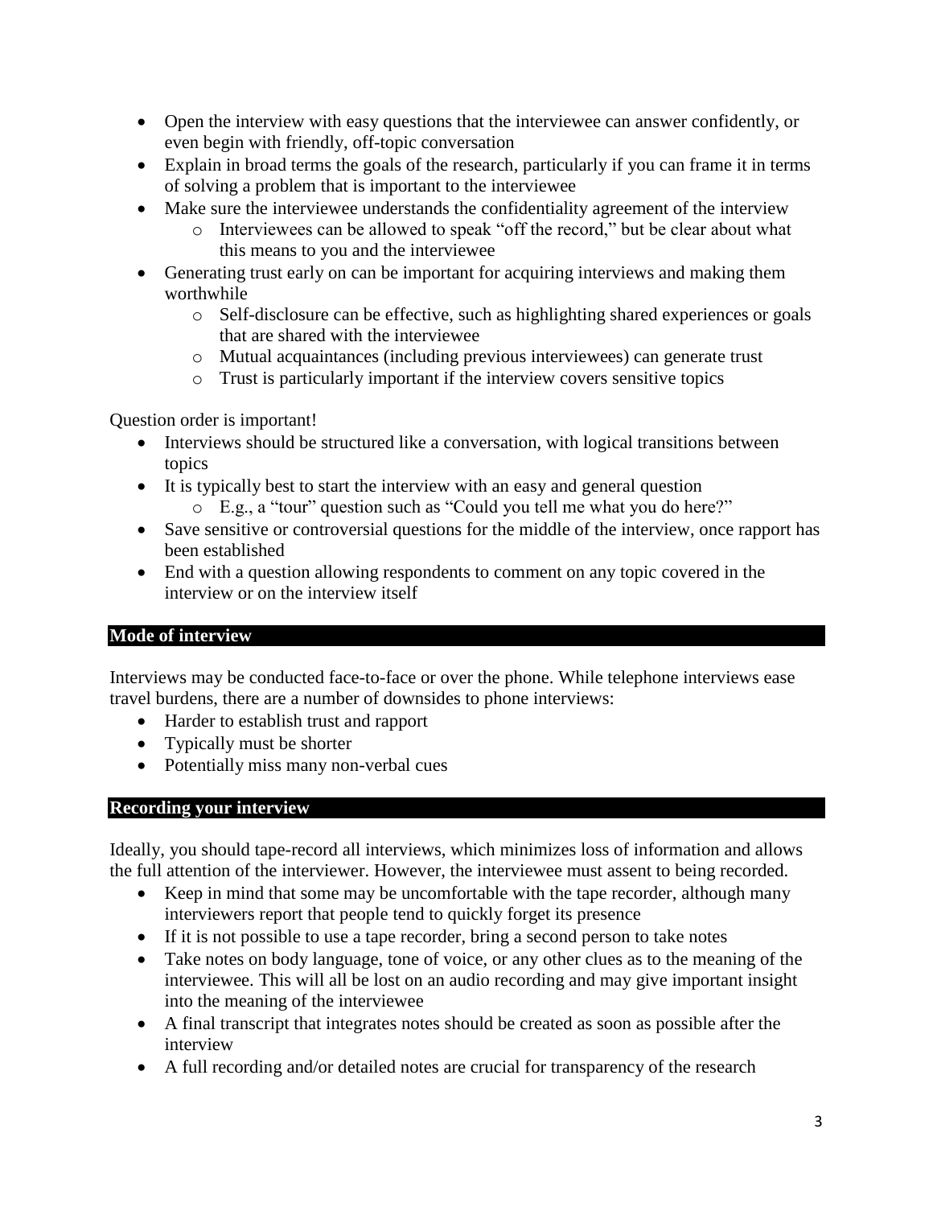- Open the interview with easy questions that the interviewee can answer confidently, or even begin with friendly, off-topic conversation
- Explain in broad terms the goals of the research, particularly if you can frame it in terms of solving a problem that is important to the interviewee
- Make sure the interviewee understands the confidentiality agreement of the interview
    - Interviewees can be allowed to speak "off the record," but be clear about what this means to you and the interviewee
- Generating trust early on can be important for acquiring interviews and making them worthwhile
    - Self-disclosure can be effective, such as highlighting shared experiences or goals that are shared with the interviewee
    - Mutual acquaintances (including previous interviewees) can generate trust
    - Trust is particularly important if the interview covers sensitive topics

Question order is important!

- Interviews should be structured like a conversation, with logical transitions between topics
- It is typically best to start the interview with an easy and general question
    - E.g., a "tour" question such as "Could you tell me what you do here?"
- Save sensitive or controversial questions for the middle of the interview, once rapport has been established
- End with a question allowing respondents to comment on any topic covered in the interview or on the interview itself

## Mode of interview

Interviews may be conducted face-to-face or over the phone. While telephone interviews ease travel burdens, there are a number of downsides to phone interviews:

- Harder to establish trust and rapport
- Typically must be shorter
- Potentially miss many non-verbal cues

## Recording your interview

Ideally, you should tape-record all interviews, which minimizes loss of information and allows the full attention of the interviewer. However, the interviewee must assent to being recorded.

- Keep in mind that some may be uncomfortable with the tape recorder, although many interviewers report that people tend to quickly forget its presence
- If it is not possible to use a tape recorder, bring a second person to take notes
- Take notes on body language, tone of voice, or any other clues as to the meaning of the interviewee. This will all be lost on an audio recording and may give important insight into the meaning of the interviewee
- A final transcript that integrates notes should be created as soon as possible after the interview
- A full recording and/or detailed notes are crucial for transparency of the research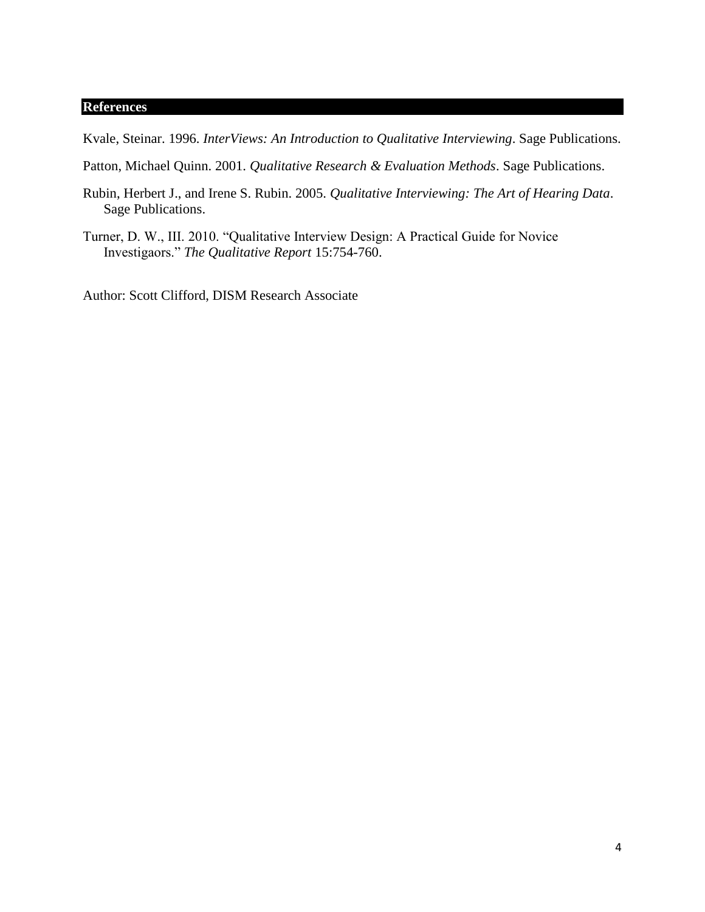## References

Kvale, Steinar. 1996. *InterViews: An Introduction to Qualitative Interviewing*. Sage Publications.

Patton, Michael Quinn. 2001. *Qualitative Research & Evaluation Methods*. Sage Publications.

Rubin, Herbert J., and Irene S. Rubin. 2005. *Qualitative Interviewing: The Art of Hearing Data*. Sage Publications.

Turner, D. W., III. 2010. "Qualitative Interview Design: A Practical Guide for Novice Investigaors." *The Qualitative Report* 15:754-760.

Author: Scott Clifford, DISM Research Associate